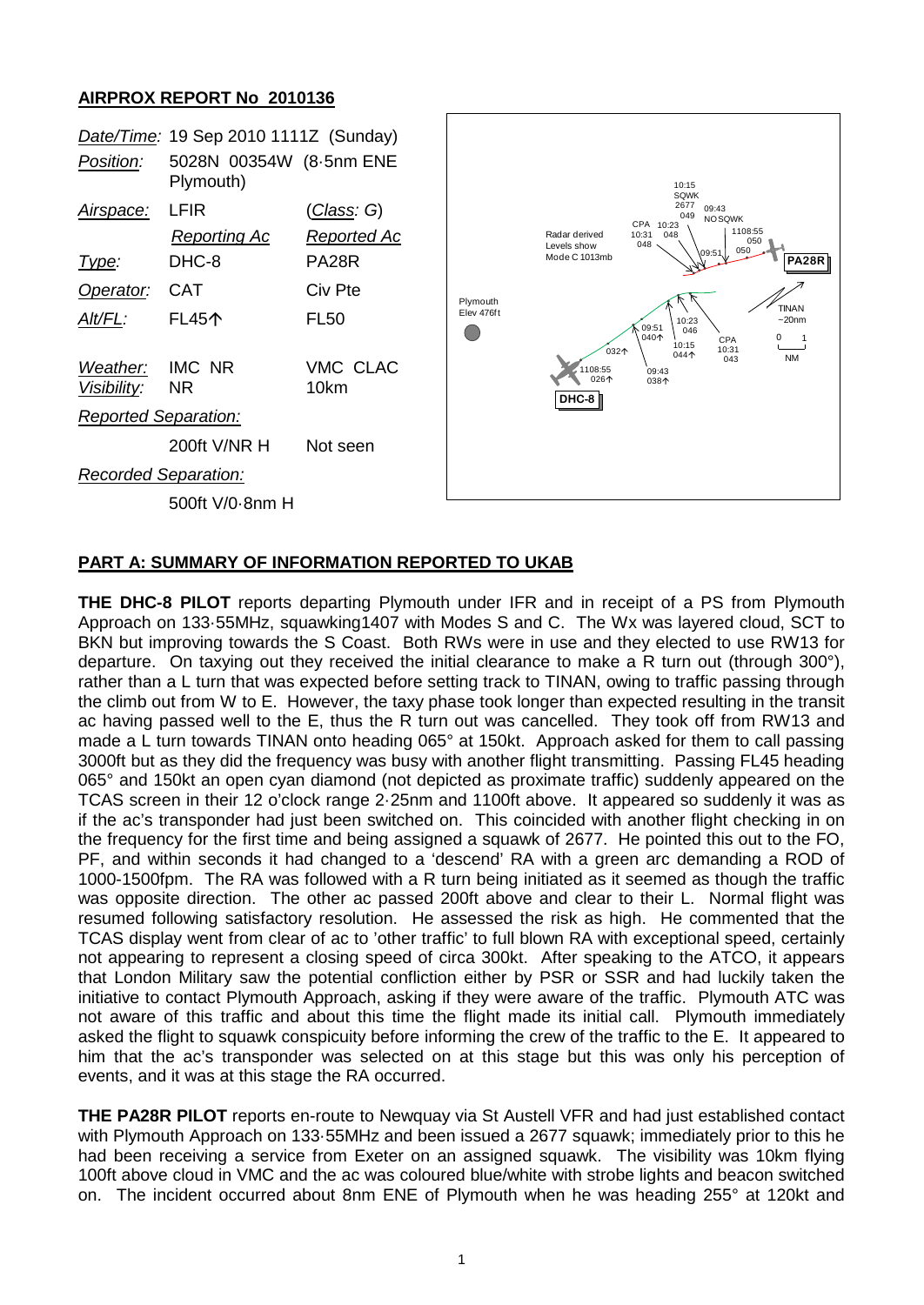## AIRPROX REPORT No 2010136

| | | |
|---|---|---|
| *Date/Time:* | 19 Sep 2010 1111Z (Sunday) | |
| *Position:* | 5028N 00354W (8·5nm ENE Plymouth) | |
| *Airspace:* | LFIR | (*Class*: G) |
| | *Reporting Ac* | *Reported Ac* |
| *Type:* | DHC-8 | PA28R |
| *Operator:* | CAT | Civ Pte |
| *Alt/FL:* | FL45↑ | FL50 |
| *Weather:* | IMC NR | VMC CLAC |
| *Visibility:* | NR | 10km |
| *Reported Separation:* | | |
| | 200ft V/NR H | Not seen |
| *Recorded Separation:* | | |
| | 500ft V/0·8nm H | |

## PART A: SUMMARY OF INFORMATION REPORTED TO UKAB

**THE DHC-8 PILOT** reports departing Plymouth under IFR and in receipt of a PS from Plymouth Approach on 133·55MHz, squawking1407 with Modes S and C. The Wx was layered cloud, SCT to BKN but improving towards the S Coast. Both RWs were in use and they elected to use RW13 for departure. On taxying out they received the initial clearance to make a R turn out (through 300°), rather than a L turn that was expected before setting track to TINAN, owing to traffic passing through the climb out from W to E. However, the taxy phase took longer than expected resulting in the transit ac having passed well to the E, thus the R turn out was cancelled. They took off from RW13 and made a L turn towards TINAN onto heading 065° at 150kt. Approach asked for them to call passing 3000ft but as they did the frequency was busy with another flight transmitting. Passing FL45 heading 065° and 150kt an open cyan diamond (not depicted as proximate traffic) suddenly appeared on the TCAS screen in their 12 o'clock range 2·25nm and 1100ft above. It appeared so suddenly it was as if the ac's transponder had just been switched on. This coincided with another flight checking in on the frequency for the first time and being assigned a squawk of 2677. He pointed this out to the FO, PF, and within seconds it had changed to a 'descend' RA with a green arc demanding a ROD of 1000-1500fpm. The RA was followed with a R turn being initiated as it seemed as though the traffic was opposite direction. The other ac passed 200ft above and clear to their L. Normal flight was resumed following satisfactory resolution. He assessed the risk as high. He commented that the TCAS display went from clear of ac to 'other traffic' to full blown RA with exceptional speed, certainly not appearing to represent a closing speed of circa 300kt. After speaking to the ATCO, it appears that London Military saw the potential confliction either by PSR or SSR and had luckily taken the initiative to contact Plymouth Approach, asking if they were aware of the traffic. Plymouth ATC was not aware of this traffic and about this time the flight made its initial call. Plymouth immediately asked the flight to squawk conspicuity before informing the crew of the traffic to the E. It appeared to him that the ac's transponder was selected on at this stage but this was only his perception of events, and it was at this stage the RA occurred.

**THE PA28R PILOT** reports en-route to Newquay via St Austell VFR and had just established contact with Plymouth Approach on 133·55MHz and been issued a 2677 squawk; immediately prior to this he had been receiving a service from Exeter on an assigned squawk. The visibility was 10km flying 100ft above cloud in VMC and the ac was coloured blue/white with strobe lights and beacon switched on. The incident occurred about 8nm ENE of Plymouth when he was heading 255° at 120kt and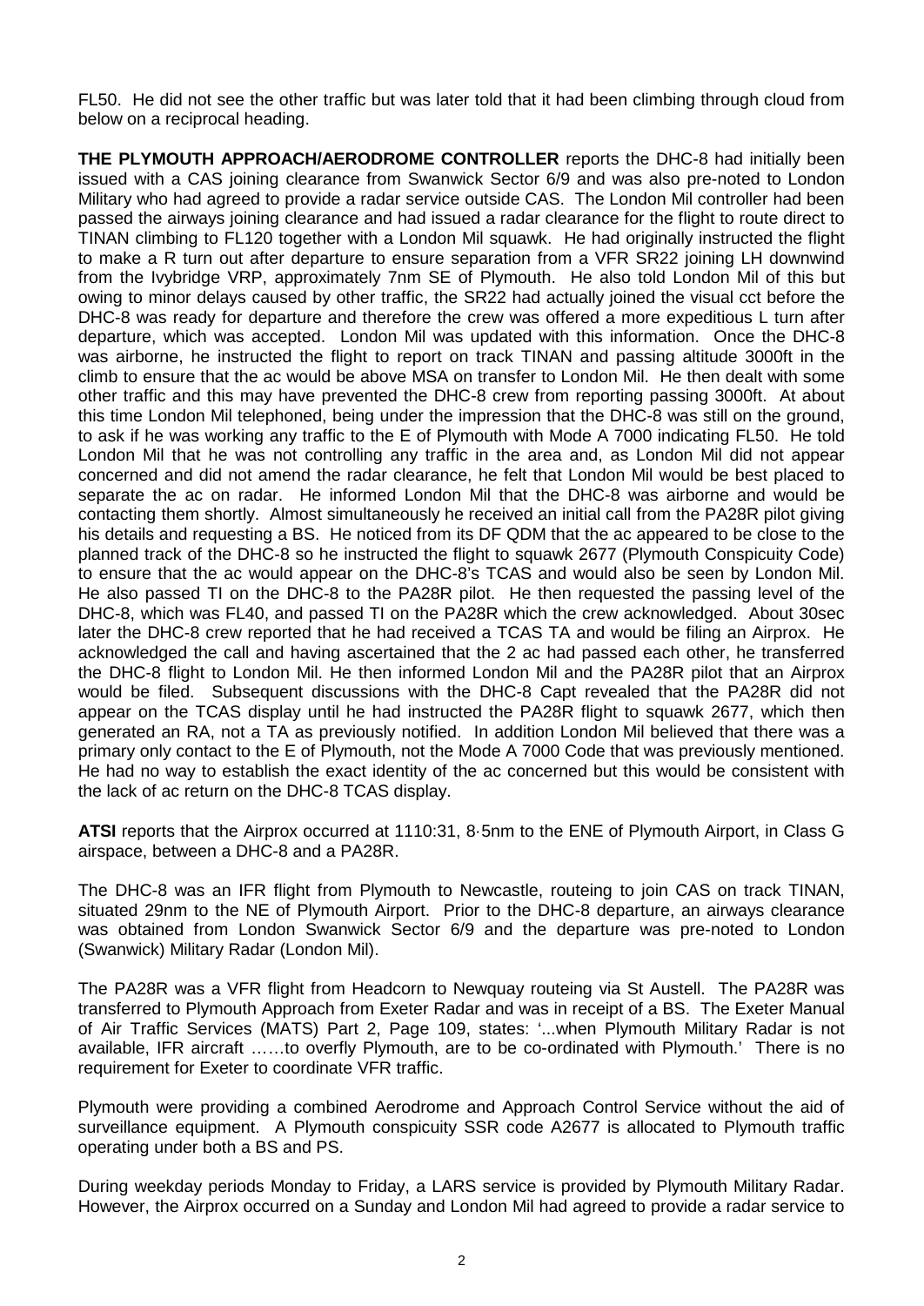FL50. He did not see the other traffic but was later told that it had been climbing through cloud from below on a reciprocal heading.

**THE PLYMOUTH APPROACH/AERODROME CONTROLLER** reports the DHC-8 had initially been issued with a CAS joining clearance from Swanwick Sector 6/9 and was also pre-noted to London Military who had agreed to provide a radar service outside CAS. The London Mil controller had been passed the airways joining clearance and had issued a radar clearance for the flight to route direct to TINAN climbing to FL120 together with a London Mil squawk. He had originally instructed the flight to make a R turn out after departure to ensure separation from a VFR SR22 joining LH downwind from the Ivybridge VRP, approximately 7nm SE of Plymouth. He also told London Mil of this but owing to minor delays caused by other traffic, the SR22 had actually joined the visual cct before the DHC-8 was ready for departure and therefore the crew was offered a more expeditious L turn after departure, which was accepted. London Mil was updated with this information. Once the DHC-8 was airborne, he instructed the flight to report on track TINAN and passing altitude 3000ft in the climb to ensure that the ac would be above MSA on transfer to London Mil. He then dealt with some other traffic and this may have prevented the DHC-8 crew from reporting passing 3000ft. At about this time London Mil telephoned, being under the impression that the DHC-8 was still on the ground, to ask if he was working any traffic to the E of Plymouth with Mode A 7000 indicating FL50. He told London Mil that he was not controlling any traffic in the area and, as London Mil did not appear concerned and did not amend the radar clearance, he felt that London Mil would be best placed to separate the ac on radar. He informed London Mil that the DHC-8 was airborne and would be contacting them shortly. Almost simultaneously he received an initial call from the PA28R pilot giving his details and requesting a BS. He noticed from its DF QDM that the ac appeared to be close to the planned track of the DHC-8 so he instructed the flight to squawk 2677 (Plymouth Conspicuity Code) to ensure that the ac would appear on the DHC-8's TCAS and would also be seen by London Mil. He also passed TI on the DHC-8 to the PA28R pilot. He then requested the passing level of the DHC-8, which was FL40, and passed TI on the PA28R which the crew acknowledged. About 30sec later the DHC-8 crew reported that he had received a TCAS TA and would be filing an Airprox. He acknowledged the call and having ascertained that the 2 ac had passed each other, he transferred the DHC-8 flight to London Mil. He then informed London Mil and the PA28R pilot that an Airprox would be filed. Subsequent discussions with the DHC-8 Capt revealed that the PA28R did not appear on the TCAS display until he had instructed the PA28R flight to squawk 2677, which then generated an RA, not a TA as previously notified. In addition London Mil believed that there was a primary only contact to the E of Plymouth, not the Mode A 7000 Code that was previously mentioned. He had no way to establish the exact identity of the ac concerned but this would be consistent with the lack of ac return on the DHC-8 TCAS display.

**ATSI** reports that the Airprox occurred at 1110:31, 8·5nm to the ENE of Plymouth Airport, in Class G airspace, between a DHC-8 and a PA28R.

The DHC-8 was an IFR flight from Plymouth to Newcastle, routeing to join CAS on track TINAN, situated 29nm to the NE of Plymouth Airport. Prior to the DHC-8 departure, an airways clearance was obtained from London Swanwick Sector 6/9 and the departure was pre-noted to London (Swanwick) Military Radar (London Mil).

The PA28R was a VFR flight from Headcorn to Newquay routeing via St Austell. The PA28R was transferred to Plymouth Approach from Exeter Radar and was in receipt of a BS. The Exeter Manual of Air Traffic Services (MATS) Part 2, Page 109, states: '...when Plymouth Military Radar is not available, IFR aircraft ……to overfly Plymouth, are to be co-ordinated with Plymouth.' There is no requirement for Exeter to coordinate VFR traffic.

Plymouth were providing a combined Aerodrome and Approach Control Service without the aid of surveillance equipment. A Plymouth conspicuity SSR code A2677 is allocated to Plymouth traffic operating under both a BS and PS.

During weekday periods Monday to Friday, a LARS service is provided by Plymouth Military Radar. However, the Airprox occurred on a Sunday and London Mil had agreed to provide a radar service to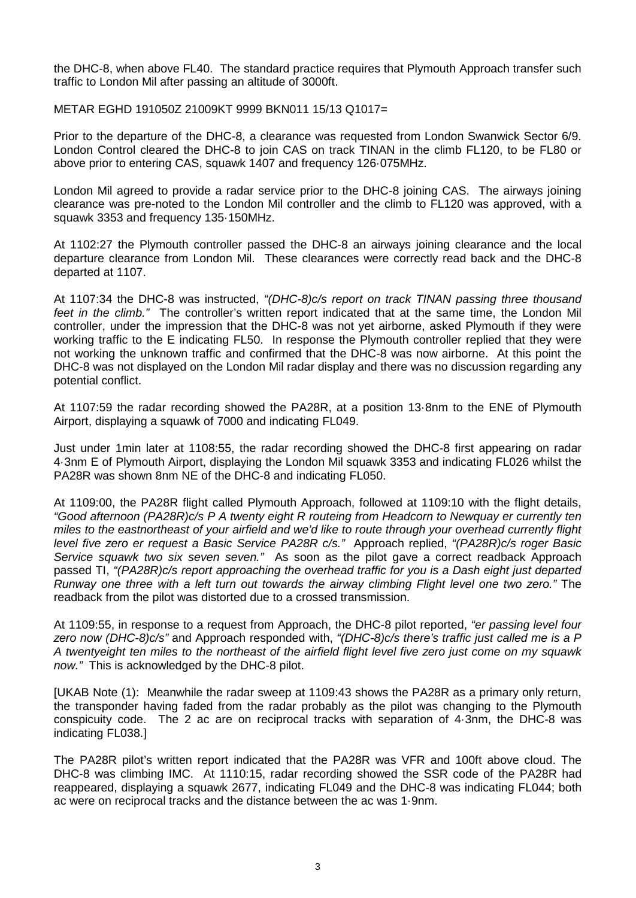the DHC-8, when above FL40. The standard practice requires that Plymouth Approach transfer such traffic to London Mil after passing an altitude of 3000ft.

METAR EGHD 191050Z 21009KT 9999 BKN011 15/13 Q1017=

Prior to the departure of the DHC-8, a clearance was requested from London Swanwick Sector 6/9. London Control cleared the DHC-8 to join CAS on track TINAN in the climb FL120, to be FL80 or above prior to entering CAS, squawk 1407 and frequency 126·075MHz.

London Mil agreed to provide a radar service prior to the DHC-8 joining CAS. The airways joining clearance was pre-noted to the London Mil controller and the climb to FL120 was approved, with a squawk 3353 and frequency 135·150MHz.

At 1102:27 the Plymouth controller passed the DHC-8 an airways joining clearance and the local departure clearance from London Mil. These clearances were correctly read back and the DHC-8 departed at 1107.

At 1107:34 the DHC-8 was instructed, *"(DHC-8)c/s report on track TINAN passing three thousand feet in the climb."* The controller's written report indicated that at the same time, the London Mil controller, under the impression that the DHC-8 was not yet airborne, asked Plymouth if they were working traffic to the E indicating FL50. In response the Plymouth controller replied that they were not working the unknown traffic and confirmed that the DHC-8 was now airborne. At this point the DHC-8 was not displayed on the London Mil radar display and there was no discussion regarding any potential conflict.

At 1107:59 the radar recording showed the PA28R, at a position 13·8nm to the ENE of Plymouth Airport, displaying a squawk of 7000 and indicating FL049.

Just under 1min later at 1108:55, the radar recording showed the DHC-8 first appearing on radar 4·3nm E of Plymouth Airport, displaying the London Mil squawk 3353 and indicating FL026 whilst the PA28R was shown 8nm NE of the DHC-8 and indicating FL050.

At 1109:00, the PA28R flight called Plymouth Approach, followed at 1109:10 with the flight details, *"Good afternoon (PA28R)c/s P A twenty eight R routeing from Headcorn to Newquay er currently ten miles to the eastnortheast of your airfield and we'd like to route through your overhead currently flight level five zero er request a Basic Service PA28R c/s."* Approach replied, *"(PA28R)c/s roger Basic Service squawk two six seven seven."* As soon as the pilot gave a correct readback Approach passed TI, *"(PA28R)c/s report approaching the overhead traffic for you is a Dash eight just departed Runway one three with a left turn out towards the airway climbing Flight level one two zero."* The readback from the pilot was distorted due to a crossed transmission.

At 1109:55, in response to a request from Approach, the DHC-8 pilot reported, *"er passing level four zero now (DHC-8)c/s"* and Approach responded with, *"(DHC-8)c/s there's traffic just called me is a P A twentyeight ten miles to the northeast of the airfield flight level five zero just come on my squawk now."* This is acknowledged by the DHC-8 pilot.

[UKAB Note (1): Meanwhile the radar sweep at 1109:43 shows the PA28R as a primary only return, the transponder having faded from the radar probably as the pilot was changing to the Plymouth conspicuity code. The 2 ac are on reciprocal tracks with separation of 4·3nm, the DHC-8 was indicating FL038.]

The PA28R pilot's written report indicated that the PA28R was VFR and 100ft above cloud. The DHC-8 was climbing IMC. At 1110:15, radar recording showed the SSR code of the PA28R had reappeared, displaying a squawk 2677, indicating FL049 and the DHC-8 was indicating FL044; both ac were on reciprocal tracks and the distance between the ac was 1·9nm.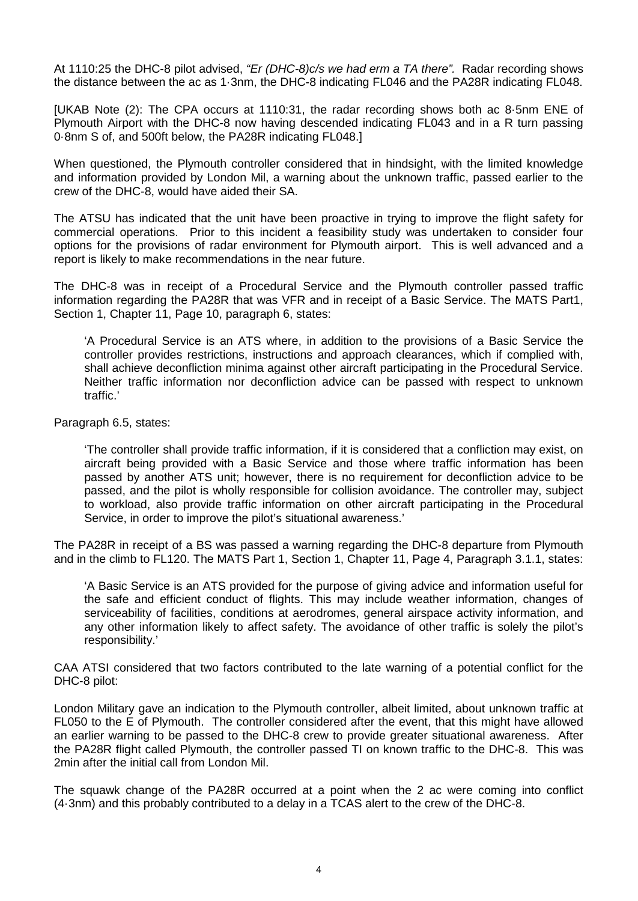At 1110:25 the DHC-8 pilot advised, *"Er (DHC-8)c/s we had erm a TA there".* Radar recording shows the distance between the ac as 1·3nm, the DHC-8 indicating FL046 and the PA28R indicating FL048.

[UKAB Note (2): The CPA occurs at 1110:31, the radar recording shows both ac 8·5nm ENE of Plymouth Airport with the DHC-8 now having descended indicating FL043 and in a R turn passing 0·8nm S of, and 500ft below, the PA28R indicating FL048.]

When questioned, the Plymouth controller considered that in hindsight, with the limited knowledge and information provided by London Mil, a warning about the unknown traffic, passed earlier to the crew of the DHC-8, would have aided their SA.

The ATSU has indicated that the unit have been proactive in trying to improve the flight safety for commercial operations. Prior to this incident a feasibility study was undertaken to consider four options for the provisions of radar environment for Plymouth airport. This is well advanced and a report is likely to make recommendations in the near future.

The DHC-8 was in receipt of a Procedural Service and the Plymouth controller passed traffic information regarding the PA28R that was VFR and in receipt of a Basic Service. The MATS Part1, Section 1, Chapter 11, Page 10, paragraph 6, states:

> 'A Procedural Service is an ATS where, in addition to the provisions of a Basic Service the controller provides restrictions, instructions and approach clearances, which if complied with, shall achieve deconfliction minima against other aircraft participating in the Procedural Service. Neither traffic information nor deconfliction advice can be passed with respect to unknown traffic.'

Paragraph 6.5, states:

> 'The controller shall provide traffic information, if it is considered that a confliction may exist, on aircraft being provided with a Basic Service and those where traffic information has been passed by another ATS unit; however, there is no requirement for deconfliction advice to be passed, and the pilot is wholly responsible for collision avoidance. The controller may, subject to workload, also provide traffic information on other aircraft participating in the Procedural Service, in order to improve the pilot's situational awareness.'

The PA28R in receipt of a BS was passed a warning regarding the DHC-8 departure from Plymouth and in the climb to FL120. The MATS Part 1, Section 1, Chapter 11, Page 4, Paragraph 3.1.1, states:

> 'A Basic Service is an ATS provided for the purpose of giving advice and information useful for the safe and efficient conduct of flights. This may include weather information, changes of serviceability of facilities, conditions at aerodromes, general airspace activity information, and any other information likely to affect safety. The avoidance of other traffic is solely the pilot's responsibility.'

CAA ATSI considered that two factors contributed to the late warning of a potential conflict for the DHC-8 pilot:

London Military gave an indication to the Plymouth controller, albeit limited, about unknown traffic at FL050 to the E of Plymouth. The controller considered after the event, that this might have allowed an earlier warning to be passed to the DHC-8 crew to provide greater situational awareness. After the PA28R flight called Plymouth, the controller passed TI on known traffic to the DHC-8. This was 2min after the initial call from London Mil.

The squawk change of the PA28R occurred at a point when the 2 ac were coming into conflict (4·3nm) and this probably contributed to a delay in a TCAS alert to the crew of the DHC-8.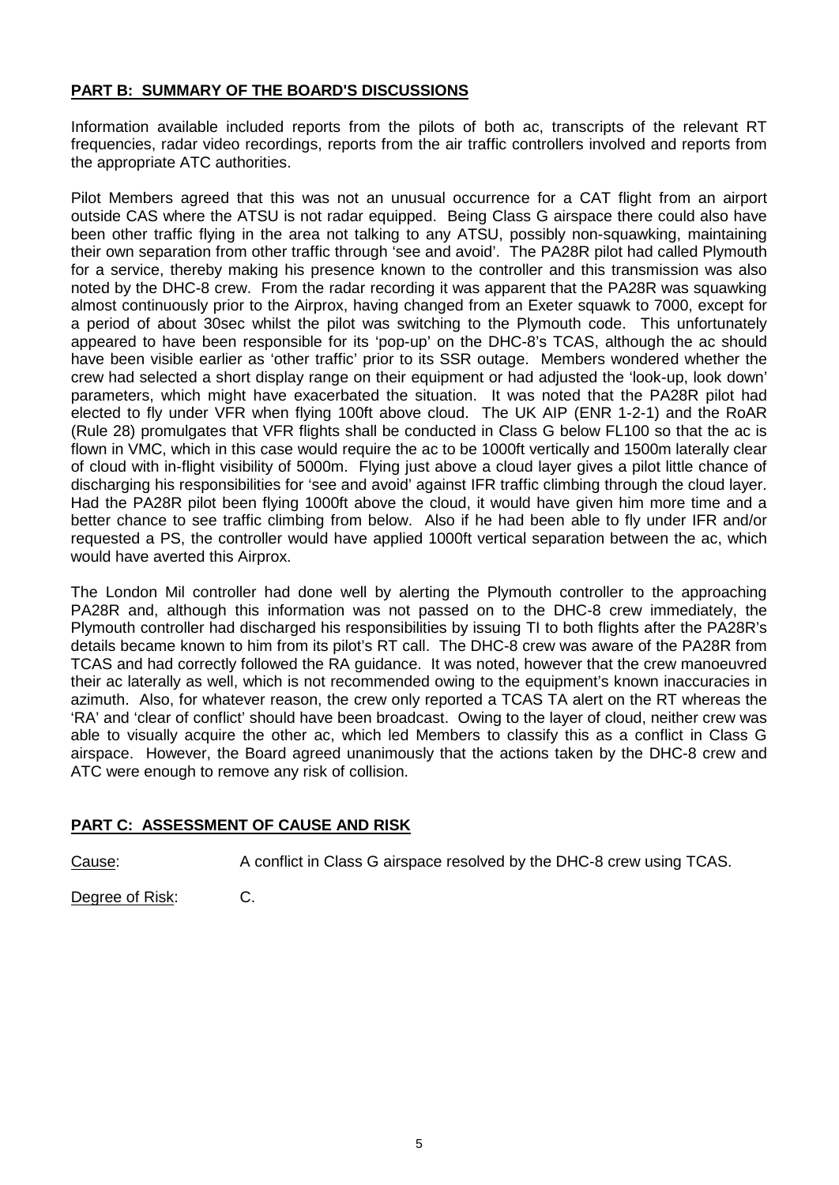**PART B: SUMMARY OF THE BOARD'S DISCUSSIONS**

Information available included reports from the pilots of both ac, transcripts of the relevant RT frequencies, radar video recordings, reports from the air traffic controllers involved and reports from the appropriate ATC authorities.

Pilot Members agreed that this was not an unusual occurrence for a CAT flight from an airport outside CAS where the ATSU is not radar equipped. Being Class G airspace there could also have been other traffic flying in the area not talking to any ATSU, possibly non-squawking, maintaining their own separation from other traffic through 'see and avoid'. The PA28R pilot had called Plymouth for a service, thereby making his presence known to the controller and this transmission was also noted by the DHC-8 crew. From the radar recording it was apparent that the PA28R was squawking almost continuously prior to the Airprox, having changed from an Exeter squawk to 7000, except for a period of about 30sec whilst the pilot was switching to the Plymouth code. This unfortunately appeared to have been responsible for its 'pop-up' on the DHC-8's TCAS, although the ac should have been visible earlier as 'other traffic' prior to its SSR outage. Members wondered whether the crew had selected a short display range on their equipment or had adjusted the 'look-up, look down' parameters, which might have exacerbated the situation. It was noted that the PA28R pilot had elected to fly under VFR when flying 100ft above cloud. The UK AIP (ENR 1-2-1) and the RoAR (Rule 28) promulgates that VFR flights shall be conducted in Class G below FL100 so that the ac is flown in VMC, which in this case would require the ac to be 1000ft vertically and 1500m laterally clear of cloud with in-flight visibility of 5000m. Flying just above a cloud layer gives a pilot little chance of discharging his responsibilities for 'see and avoid' against IFR traffic climbing through the cloud layer. Had the PA28R pilot been flying 1000ft above the cloud, it would have given him more time and a better chance to see traffic climbing from below. Also if he had been able to fly under IFR and/or requested a PS, the controller would have applied 1000ft vertical separation between the ac, which would have averted this Airprox.

The London Mil controller had done well by alerting the Plymouth controller to the approaching PA28R and, although this information was not passed on to the DHC-8 crew immediately, the Plymouth controller had discharged his responsibilities by issuing TI to both flights after the PA28R's details became known to him from its pilot's RT call. The DHC-8 crew was aware of the PA28R from TCAS and had correctly followed the RA guidance. It was noted, however that the crew manoeuvred their ac laterally as well, which is not recommended owing to the equipment's known inaccuracies in azimuth. Also, for whatever reason, the crew only reported a TCAS TA alert on the RT whereas the 'RA' and 'clear of conflict' should have been broadcast. Owing to the layer of cloud, neither crew was able to visually acquire the other ac, which led Members to classify this as a conflict in Class G airspace. However, the Board agreed unanimously that the actions taken by the DHC-8 crew and ATC were enough to remove any risk of collision.

**PART C: ASSESSMENT OF CAUSE AND RISK**

Cause: A conflict in Class G airspace resolved by the DHC-8 crew using TCAS.

Degree of Risk: C.